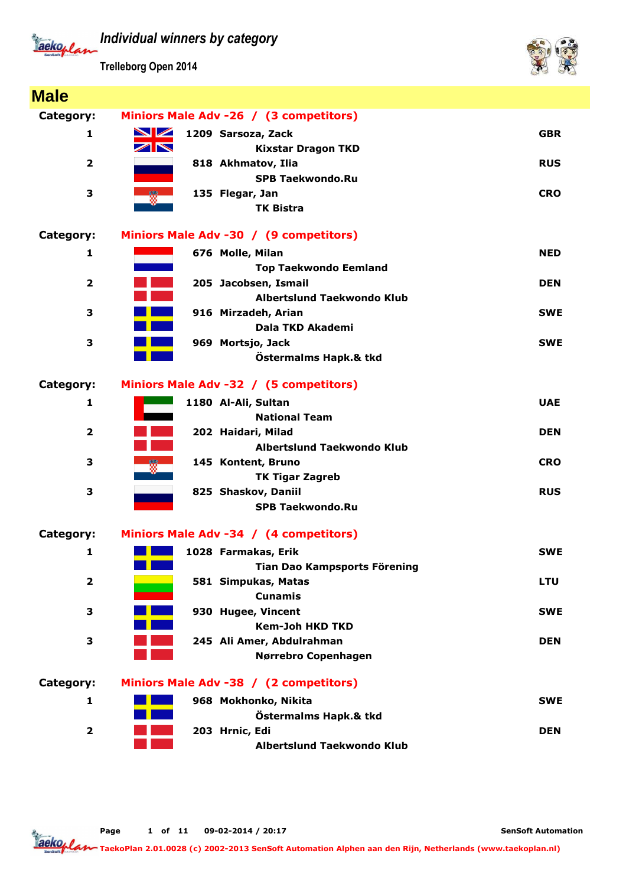# Individual winners by category

Trelleborg Open 2014

## Male

**Category:** Miniors Male Adv -26 / (3 competitors)

| Place | No. | Name | Club | Country |
|---|---|---|---|---|
| 1 | 1209 | Sarsoza, Zack | Kixstar Dragon TKD | GBR |
| 2 | 818 | Akhmatov, Ilia | SPB Taekwondo.Ru | RUS |
| 3 | 135 | Flegar, Jan | TK Bistra | CRO |

**Category:** Miniors Male Adv -30 / (9 competitors)

| Place | No. | Name | Club | Country |
|---|---|---|---|---|
| 1 | 676 | Molle, Milan | Top Taekwondo Eemland | NED |
| 2 | 205 | Jacobsen, Ismail | Albertslund Taekwondo Klub | DEN |
| 3 | 916 | Mirzadeh, Arian | Dala TKD Akademi | SWE |
| 3 | 969 | Mortsjo, Jack | Östermalms Hapk.& tkd | SWE |

**Category:** Miniors Male Adv -32 / (5 competitors)

| Place | No. | Name | Club | Country |
|---|---|---|---|---|
| 1 | 1180 | Al-Ali, Sultan | National Team | UAE |
| 2 | 202 | Haidari, Milad | Albertslund Taekwondo Klub | DEN |
| 3 | 145 | Kontent, Bruno | TK Tigar Zagreb | CRO |
| 3 | 825 | Shaskov, Daniil | SPB Taekwondo.Ru | RUS |

**Category:** Miniors Male Adv -34 / (4 competitors)

| Place | No. | Name | Club | Country |
|---|---|---|---|---|
| 1 | 1028 | Farmakas, Erik | Tian Dao Kampsports Förening | SWE |
| 2 | 581 | Simpukas, Matas | Cunamis | LTU |
| 3 | 930 | Hugee, Vincent | Kem-Joh HKD TKD | SWE |
| 3 | 245 | Ali Amer, Abdulrahman | Nørrebro Copenhagen | DEN |

**Category:** Miniors Male Adv -38 / (2 competitors)

| Place | No. | Name | Club | Country |
|---|---|---|---|---|
| 1 | 968 | Mokhonko, Nikita | Östermalms Hapk.& tkd | SWE |
| 2 | 203 | Hrnic, Edi | Albertslund Taekwondo Klub | DEN |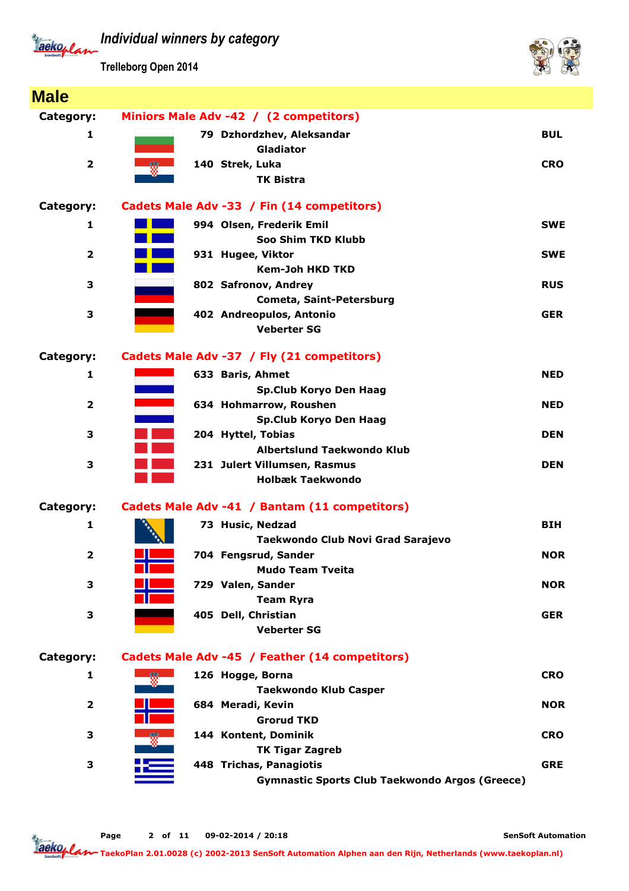# Individual winners by category

Trelleborg Open 2014

## Male

### Category: Miniors Male Adv -42 / (2 competitors)

| Place | No. | Name | Club | Country |
|---|---|---|---|---|
| 1 | 79 | Dzhordzhev, Aleksandar | Gladiator | BUL |
| 2 | 140 | Strek, Luka | TK Bistra | CRO |

### Category: Cadets Male Adv -33 / Fin (14 competitors)

| Place | No. | Name | Club | Country |
|---|---|---|---|---|
| 1 | 994 | Olsen, Frederik Emil | Soo Shim TKD Klubb | SWE |
| 2 | 931 | Hugee, Viktor | Kem-Joh HKD TKD | SWE |
| 3 | 802 | Safronov, Andrey | Cometa, Saint-Petersburg | RUS |
| 3 | 402 | Andreopulos, Antonio | Veberter SG | GER |

### Category: Cadets Male Adv -37 / Fly (21 competitors)

| Place | No. | Name | Club | Country |
|---|---|---|---|---|
| 1 | 633 | Baris, Ahmet | Sp.Club Koryo Den Haag | NED |
| 2 | 634 | Hohmarrow, Roushen | Sp.Club Koryo Den Haag | NED |
| 3 | 204 | Hyttel, Tobias | Albertslund Taekwondo Klub | DEN |
| 3 | 231 | Julert Villumsen, Rasmus | Holbæk Taekwondo | DEN |

### Category: Cadets Male Adv -41 / Bantam (11 competitors)

| Place | No. | Name | Club | Country |
|---|---|---|---|---|
| 1 | 73 | Husic, Nedzad | Taekwondo Club Novi Grad Sarajevo | BIH |
| 2 | 704 | Fengsrud, Sander | Mudo Team Tveita | NOR |
| 3 | 729 | Valen, Sander | Team Ryra | NOR |
| 3 | 405 | Dell, Christian | Veberter SG | GER |

### Category: Cadets Male Adv -45 / Feather (14 competitors)

| Place | No. | Name | Club | Country |
|---|---|---|---|---|
| 1 | 126 | Hogge, Borna | Taekwondo Klub Casper | CRO |
| 2 | 684 | Meradi, Kevin | Grorud TKD | NOR |
| 3 | 144 | Kontent, Dominik | TK Tigar Zagreb | CRO |
| 3 | 448 | Trichas, Panagiotis | Gymnastic Sports Club Taekwondo Argos (Greece) | GRE |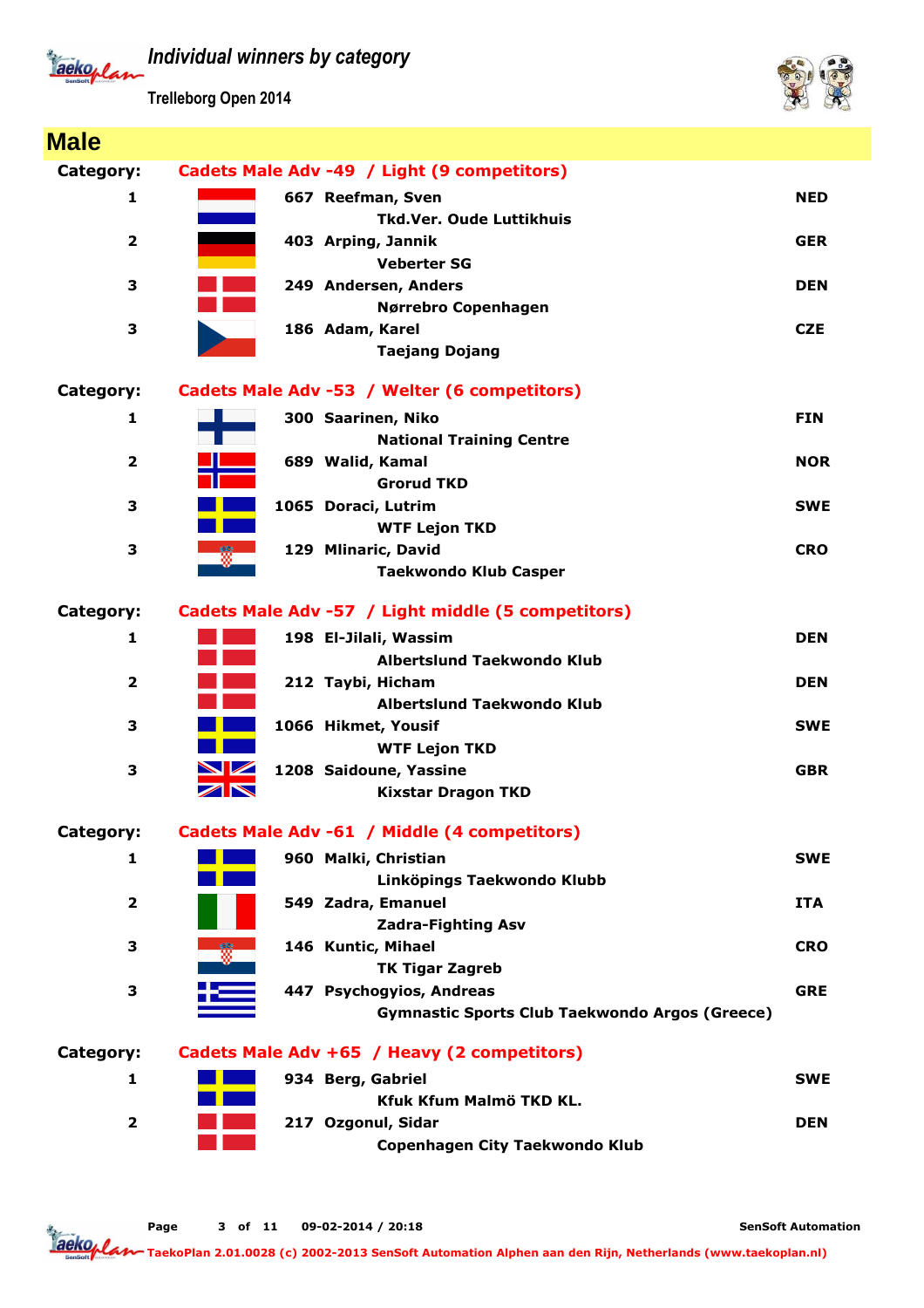# Individual winners by category

Trelleborg Open 2014

## Male

### Category: Cadets Male Adv -49 / Light (9 competitors)

| Place | No. | Name | Club | Country |
|---|---|---|---|---|
| 1 | 667 | Reefman, Sven | Tkd.Ver. Oude Luttikhuis | NED |
| 2 | 403 | Arping, Jannik | Veberter SG | GER |
| 3 | 249 | Andersen, Anders | Nørrebro Copenhagen | DEN |
| 3 | 186 | Adam, Karel | Taejang Dojang | CZE |

### Category: Cadets Male Adv -53 / Welter (6 competitors)

| Place | No. | Name | Club | Country |
|---|---|---|---|---|
| 1 | 300 | Saarinen, Niko | National Training Centre | FIN |
| 2 | 689 | Walid, Kamal | Grorud TKD | NOR |
| 3 | 1065 | Doraci, Lutrim | WTF Lejon TKD | SWE |
| 3 | 129 | Mlinaric, David | Taekwondo Klub Casper | CRO |

### Category: Cadets Male Adv -57 / Light middle (5 competitors)

| Place | No. | Name | Club | Country |
|---|---|---|---|---|
| 1 | 198 | El-Jilali, Wassim | Albertslund Taekwondo Klub | DEN |
| 2 | 212 | Taybi, Hicham | Albertslund Taekwondo Klub | DEN |
| 3 | 1066 | Hikmet, Yousif | WTF Lejon TKD | SWE |
| 3 | 1208 | Saidoune, Yassine | Kixstar Dragon TKD | GBR |

### Category: Cadets Male Adv -61 / Middle (4 competitors)

| Place | No. | Name | Club | Country |
|---|---|---|---|---|
| 1 | 960 | Malki, Christian | Linköpings Taekwondo Klubb | SWE |
| 2 | 549 | Zadra, Emanuel | Zadra-Fighting Asv | ITA |
| 3 | 146 | Kuntic, Mihael | TK Tigar Zagreb | CRO |
| 3 | 447 | Psychogyios, Andreas | Gymnastic Sports Club Taekwondo Argos (Greece) | GRE |

### Category: Cadets Male Adv +65 / Heavy (2 competitors)

| Place | No. | Name | Club | Country |
|---|---|---|---|---|
| 1 | 934 | Berg, Gabriel | Kfuk Kfum Malmö TKD KL. | SWE |
| 2 | 217 | Ozgonul, Sidar | Copenhagen City Taekwondo Klub | DEN |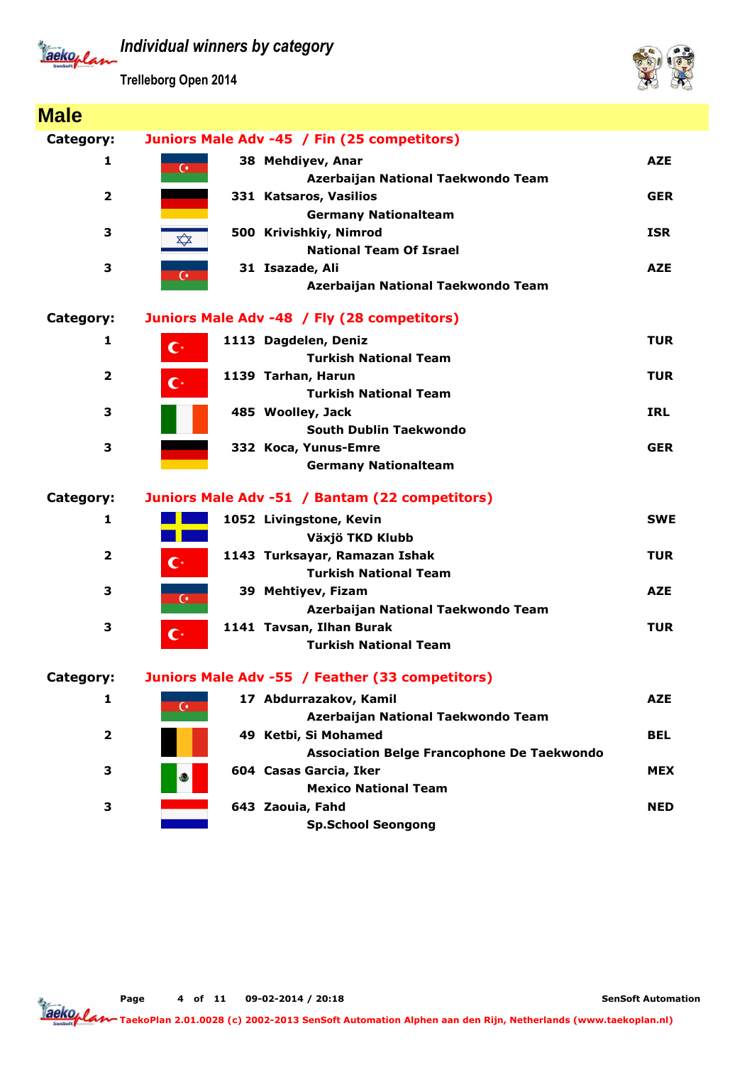# Individual winners by category

Trelleborg Open 2014

## Male

**Category:** Juniors Male Adv -45 / Fin (25 competitors)

| Place | No. | Name / Club | Country |
|---|---|---|---|
| 1 | 38 | Mehdiyev, Anar<br>Azerbaijan National Taekwondo Team | AZE |
| 2 | 331 | Katsaros, Vasilios<br>Germany Nationalteam | GER |
| 3 | 500 | Krivishkiy, Nimrod<br>National Team Of Israel | ISR |
| 3 | 31 | Isazade, Ali<br>Azerbaijan National Taekwondo Team | AZE |

**Category:** Juniors Male Adv -48 / Fly (28 competitors)

| Place | No. | Name / Club | Country |
|---|---|---|---|
| 1 | 1113 | Dagdelen, Deniz<br>Turkish National Team | TUR |
| 2 | 1139 | Tarhan, Harun<br>Turkish National Team | TUR |
| 3 | 485 | Woolley, Jack<br>South Dublin Taekwondo | IRL |
| 3 | 332 | Koca, Yunus-Emre<br>Germany Nationalteam | GER |

**Category:** Juniors Male Adv -51 / Bantam (22 competitors)

| Place | No. | Name / Club | Country |
|---|---|---|---|
| 1 | 1052 | Livingstone, Kevin<br>Växjö TKD Klubb | SWE |
| 2 | 1143 | Turksayar, Ramazan Ishak<br>Turkish National Team | TUR |
| 3 | 39 | Mehtiyev, Fizam<br>Azerbaijan National Taekwondo Team | AZE |
| 3 | 1141 | Tavsan, Ilhan Burak<br>Turkish National Team | TUR |

**Category:** Juniors Male Adv -55 / Feather (33 competitors)

| Place | No. | Name / Club | Country |
|---|---|---|---|
| 1 | 17 | Abdurrazakov, Kamil<br>Azerbaijan National Taekwondo Team | AZE |
| 2 | 49 | Ketbi, Si Mohamed<br>Association Belge Francophone De Taekwondo | BEL |
| 3 | 604 | Casas Garcia, Iker<br>Mexico National Team | MEX |
| 3 | 643 | Zaouia, Fahd<br>Sp.School Seongong | NED |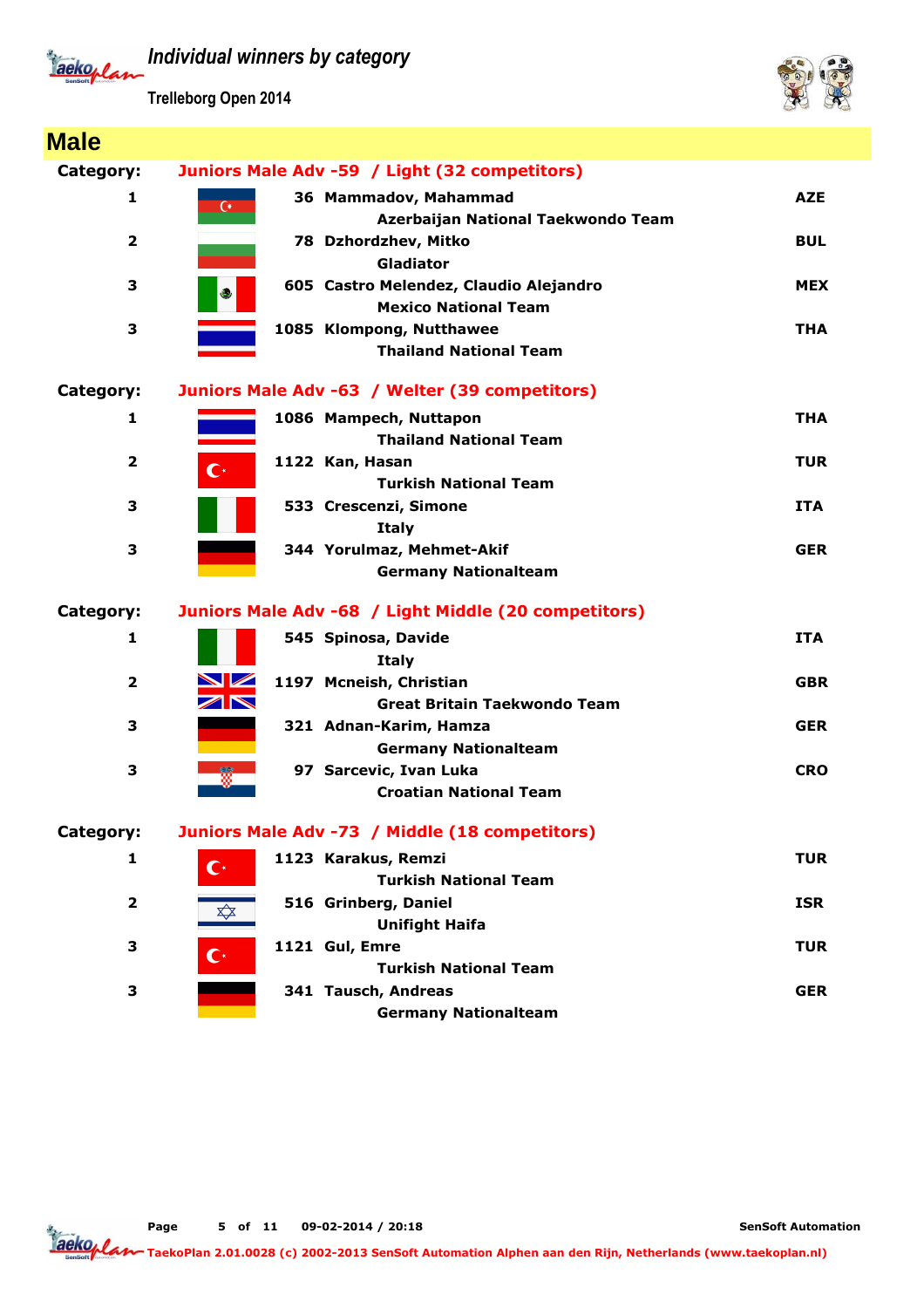# Individual winners by category

Trelleborg Open 2014

## Male

**Category: Juniors Male Adv -59 / Light (32 competitors)**

| Place | No. | Name / Club | Country |
|---|---|---|---|
| 1 | 36 | Mammadov, Mahammad<br>Azerbaijan National Taekwondo Team | AZE |
| 2 | 78 | Dzhordzhev, Mitko<br>Gladiator | BUL |
| 3 | 605 | Castro Melendez, Claudio Alejandro<br>Mexico National Team | MEX |
| 3 | 1085 | Klompong, Nutthawee<br>Thailand National Team | THA |

**Category: Juniors Male Adv -63 / Welter (39 competitors)**

| Place | No. | Name / Club | Country |
|---|---|---|---|
| 1 | 1086 | Mampech, Nuttapon<br>Thailand National Team | THA |
| 2 | 1122 | Kan, Hasan<br>Turkish National Team | TUR |
| 3 | 533 | Crescenzi, Simone<br>Italy | ITA |
| 3 | 344 | Yorulmaz, Mehmet-Akif<br>Germany Nationalteam | GER |

**Category: Juniors Male Adv -68 / Light Middle (20 competitors)**

| Place | No. | Name / Club | Country |
|---|---|---|---|
| 1 | 545 | Spinosa, Davide<br>Italy | ITA |
| 2 | 1197 | Mcneish, Christian<br>Great Britain Taekwondo Team | GBR |
| 3 | 321 | Adnan-Karim, Hamza<br>Germany Nationalteam | GER |
| 3 | 97 | Sarcevic, Ivan Luka<br>Croatian National Team | CRO |

**Category: Juniors Male Adv -73 / Middle (18 competitors)**

| Place | No. | Name / Club | Country |
|---|---|---|---|
| 1 | 1123 | Karakus, Remzi<br>Turkish National Team | TUR |
| 2 | 516 | Grinberg, Daniel<br>Unifight Haifa | ISR |
| 3 | 1121 | Gul, Emre<br>Turkish National Team | TUR |
| 3 | 341 | Tausch, Andreas<br>Germany Nationalteam | GER |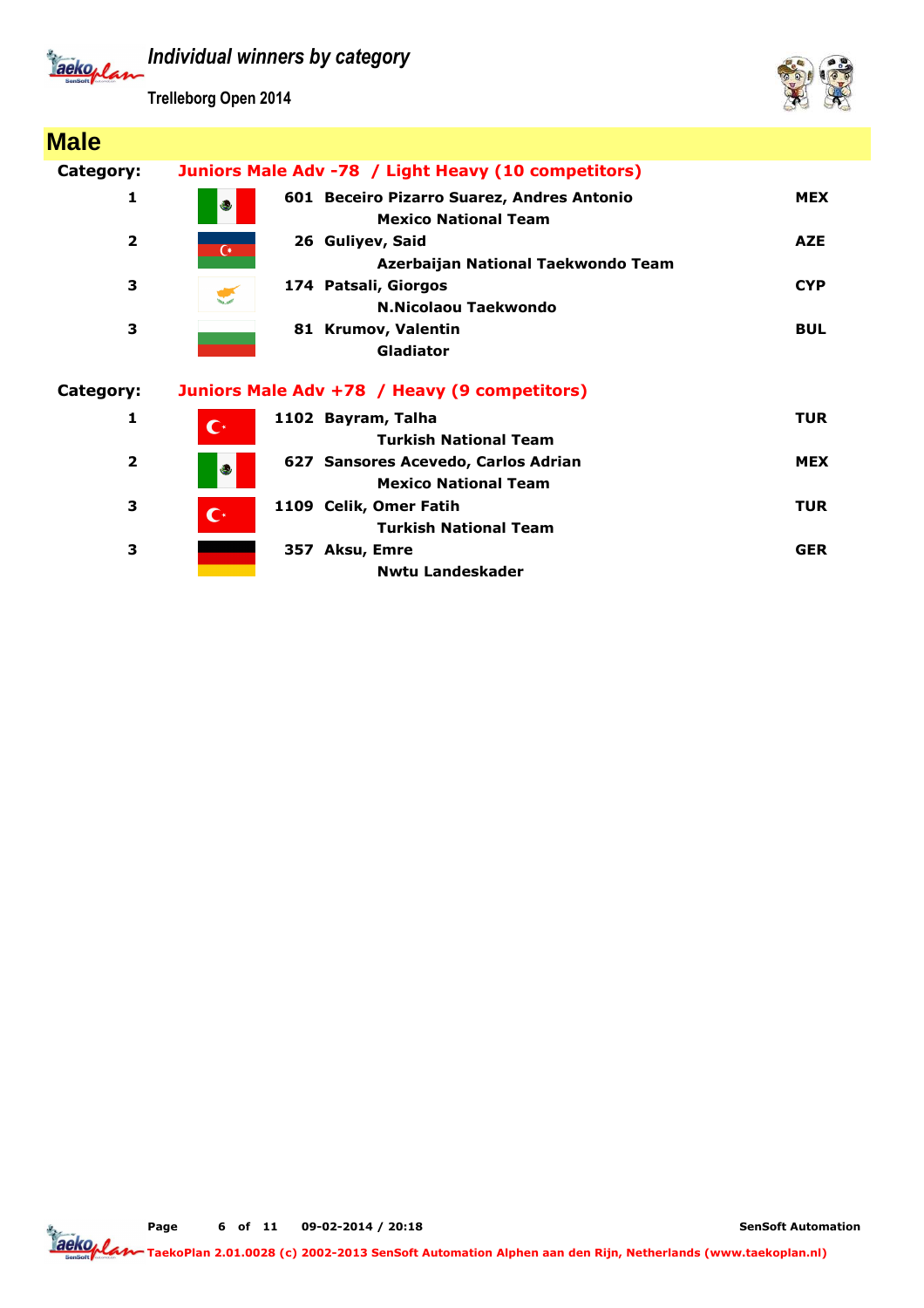# Individual winners by category

**Trelleborg Open 2014**

## Male

**Category:** Juniors Male Adv -78 / Light Heavy (10 competitors)

| Place | No. | Name / Club | Country |
|---|---|---|---|
| 1 | 601 | **Beceiro Pizarro Suarez, Andres Antonio**<br>Mexico National Team | MEX |
| 2 | 26 | **Guliyev, Said**<br>Azerbaijan National Taekwondo Team | AZE |
| 3 | 174 | **Patsali, Giorgos**<br>N.Nicolaou Taekwondo | CYP |
| 3 | 81 | **Krumov, Valentin**<br>Gladiator | BUL |

**Category:** Juniors Male Adv +78 / Heavy (9 competitors)

| Place | No. | Name / Club | Country |
|---|---|---|---|
| 1 | 1102 | **Bayram, Talha**<br>Turkish National Team | TUR |
| 2 | 627 | **Sansores Acevedo, Carlos Adrian**<br>Mexico National Team | MEX |
| 3 | 1109 | **Celik, Omer Fatih**<br>Turkish National Team | TUR |
| 3 | 357 | **Aksu, Emre**<br>Nwtu Landeskader | GER |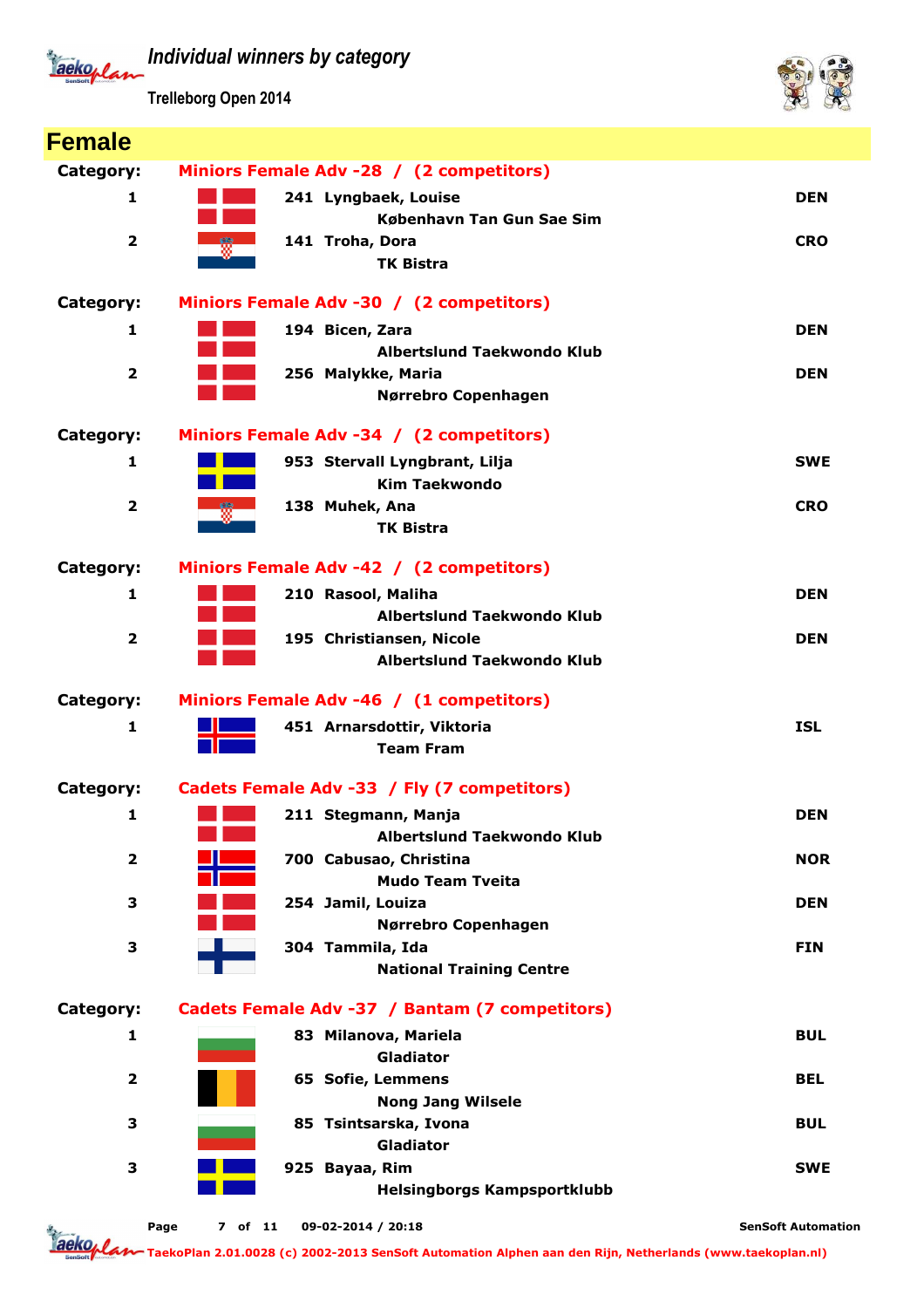# Individual winners by category

Trelleborg Open 2014

## Female

**Category: Miniors Female Adv -28 / (2 competitors)**

| Place | No. | Name | Club | Country |
|---|---|---|---|---|
| 1 | 241 | Lyngbaek, Louise | København Tan Gun Sae Sim | DEN |
| 2 | 141 | Troha, Dora | TK Bistra | CRO |

**Category: Miniors Female Adv -30 / (2 competitors)**

| Place | No. | Name | Club | Country |
|---|---|---|---|---|
| 1 | 194 | Bicen, Zara | Albertslund Taekwondo Klub | DEN |
| 2 | 256 | Malykke, Maria | Nørrebro Copenhagen | DEN |

**Category: Miniors Female Adv -34 / (2 competitors)**

| Place | No. | Name | Club | Country |
|---|---|---|---|---|
| 1 | 953 | Stervall Lyngbrant, Lilja | Kim Taekwondo | SWE |
| 2 | 138 | Muhek, Ana | TK Bistra | CRO |

**Category: Miniors Female Adv -42 / (2 competitors)**

| Place | No. | Name | Club | Country |
|---|---|---|---|---|
| 1 | 210 | Rasool, Maliha | Albertslund Taekwondo Klub | DEN |
| 2 | 195 | Christiansen, Nicole | Albertslund Taekwondo Klub | DEN |

**Category: Miniors Female Adv -46 / (1 competitors)**

| Place | No. | Name | Club | Country |
|---|---|---|---|---|
| 1 | 451 | Arnarsdottir, Viktoria | Team Fram | ISL |

**Category: Cadets Female Adv -33 / Fly (7 competitors)**

| Place | No. | Name | Club | Country |
|---|---|---|---|---|
| 1 | 211 | Stegmann, Manja | Albertslund Taekwondo Klub | DEN |
| 2 | 700 | Cabusao, Christina | Mudo Team Tveita | NOR |
| 3 | 254 | Jamil, Louiza | Nørrebro Copenhagen | DEN |
| 3 | 304 | Tammila, Ida | National Training Centre | FIN |

**Category: Cadets Female Adv -37 / Bantam (7 competitors)**

| Place | No. | Name | Club | Country |
|---|---|---|---|---|
| 1 | 83 | Milanova, Mariela | Gladiator | BUL |
| 2 | 65 | Sofie, Lemmens | Nong Jang Wilsele | BEL |
| 3 | 85 | Tsintsarska, Ivona | Gladiator | BUL |
| 3 | 925 | Bayaa, Rim | Helsingborgs Kampsportklubb | SWE |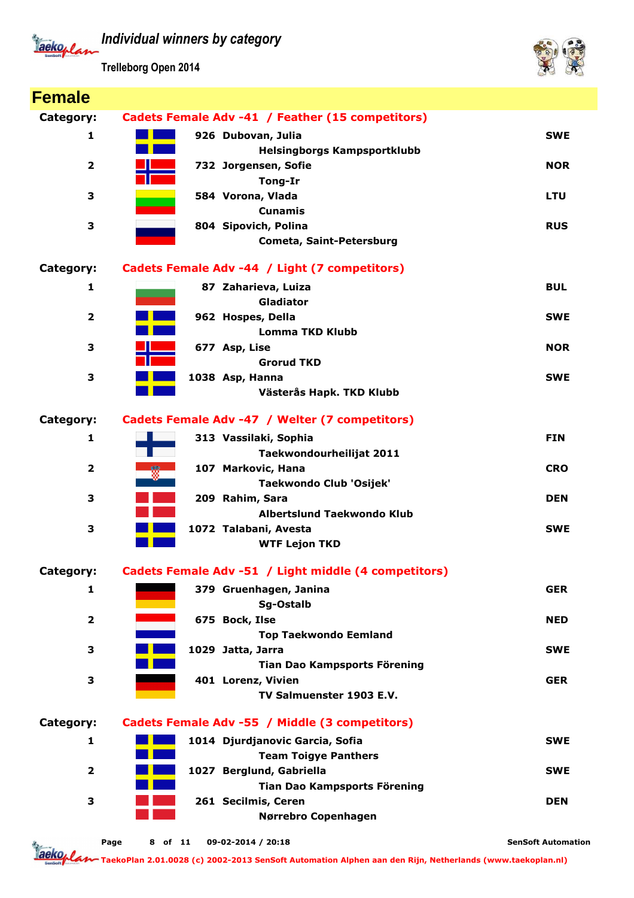# Individual winners by category

Trelleborg Open 2014

## Female

**Category: Cadets Female Adv -41 / Feather (15 competitors)**

| Place | No. | Name / Club | Country |
|---|---|---|---|
| 1 | 926 | Dubovan, Julia<br>Helsingborgs Kampsportklubb | SWE |
| 2 | 732 | Jorgensen, Sofie<br>Tong-Ir | NOR |
| 3 | 584 | Vorona, Vlada<br>Cunamis | LTU |
| 3 | 804 | Sipovich, Polina<br>Cometa, Saint-Petersburg | RUS |

**Category: Cadets Female Adv -44 / Light (7 competitors)**

| Place | No. | Name / Club | Country |
|---|---|---|---|
| 1 | 87 | Zaharieva, Luiza<br>Gladiator | BUL |
| 2 | 962 | Hospes, Della<br>Lomma TKD Klubb | SWE |
| 3 | 677 | Asp, Lise<br>Grorud TKD | NOR |
| 3 | 1038 | Asp, Hanna<br>Västerås Hapk. TKD Klubb | SWE |

**Category: Cadets Female Adv -47 / Welter (7 competitors)**

| Place | No. | Name / Club | Country |
|---|---|---|---|
| 1 | 313 | Vassilaki, Sophia<br>Taekwondourheilijat 2011 | FIN |
| 2 | 107 | Markovic, Hana<br>Taekwondo Club 'Osijek' | CRO |
| 3 | 209 | Rahim, Sara<br>Albertslund Taekwondo Klub | DEN |
| 3 | 1072 | Talabani, Avesta<br>WTF Lejon TKD | SWE |

**Category: Cadets Female Adv -51 / Light middle (4 competitors)**

| Place | No. | Name / Club | Country |
|---|---|---|---|
| 1 | 379 | Gruenhagen, Janina<br>Sg-Ostalb | GER |
| 2 | 675 | Bock, Ilse<br>Top Taekwondo Eemland | NED |
| 3 | 1029 | Jatta, Jarra<br>Tian Dao Kampsports Förening | SWE |
| 3 | 401 | Lorenz, Vivien<br>TV Salmuenster 1903 E.V. | GER |

**Category: Cadets Female Adv -55 / Middle (3 competitors)**

| Place | No. | Name / Club | Country |
|---|---|---|---|
| 1 | 1014 | Djurdjanovic Garcia, Sofia<br>Team Toigye Panthers | SWE |
| 2 | 1027 | Berglund, Gabriella<br>Tian Dao Kampsports Förening | SWE |
| 3 | 261 | Secilmis, Ceren<br>Nørrebro Copenhagen | DEN |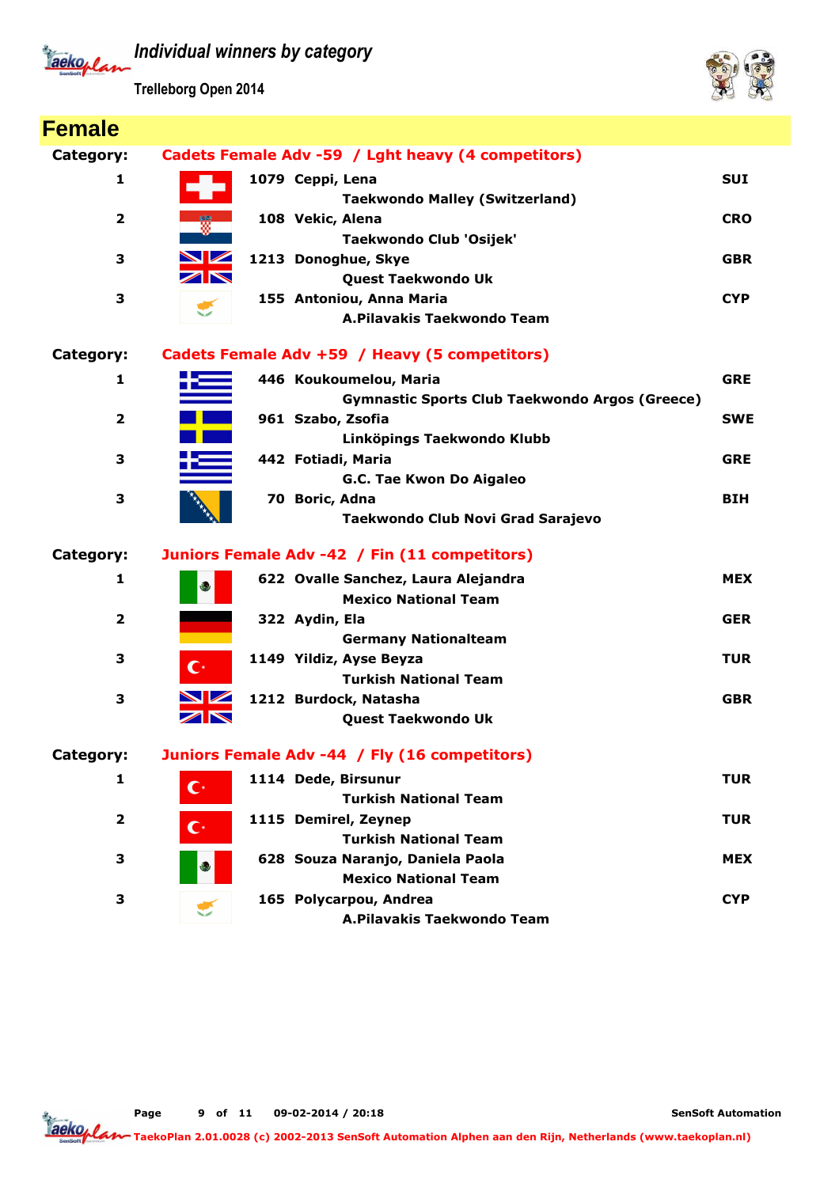# Individual winners by category

**Trelleborg Open 2014**

## Female

### Category: Cadets Female Adv -59 / Lght heavy (4 competitors)

| Place | No. | Name / Club | Country |
|---|---|---|---|
| 1 | 1079 | Ceppi, Lena<br>Taekwondo Malley (Switzerland) | SUI |
| 2 | 108 | Vekic, Alena<br>Taekwondo Club 'Osijek' | CRO |
| 3 | 1213 | Donoghue, Skye<br>Quest Taekwondo Uk | GBR |
| 3 | 155 | Antoniou, Anna Maria<br>A.Pilavakis Taekwondo Team | CYP |

### Category: Cadets Female Adv +59 / Heavy (5 competitors)

| Place | No. | Name / Club | Country |
|---|---|---|---|
| 1 | 446 | Koukoumelou, Maria<br>Gymnastic Sports Club Taekwondo Argos (Greece) | GRE |
| 2 | 961 | Szabo, Zsofia<br>Linköpings Taekwondo Klubb | SWE |
| 3 | 442 | Fotiadi, Maria<br>G.C. Tae Kwon Do Aigaleo | GRE |
| 3 | 70 | Boric, Adna<br>Taekwondo Club Novi Grad Sarajevo | BIH |

### Category: Juniors Female Adv -42 / Fin (11 competitors)

| Place | No. | Name / Club | Country |
|---|---|---|---|
| 1 | 622 | Ovalle Sanchez, Laura Alejandra<br>Mexico National Team | MEX |
| 2 | 322 | Aydin, Ela<br>Germany Nationalteam | GER |
| 3 | 1149 | Yildiz, Ayse Beyza<br>Turkish National Team | TUR |
| 3 | 1212 | Burdock, Natasha<br>Quest Taekwondo Uk | GBR |

### Category: Juniors Female Adv -44 / Fly (16 competitors)

| Place | No. | Name / Club | Country |
|---|---|---|---|
| 1 | 1114 | Dede, Birsunur<br>Turkish National Team | TUR |
| 2 | 1115 | Demirel, Zeynep<br>Turkish National Team | TUR |
| 3 | 628 | Souza Naranjo, Daniela Paola<br>Mexico National Team | MEX |
| 3 | 165 | Polycarpou, Andrea<br>A.Pilavakis Taekwondo Team | CYP |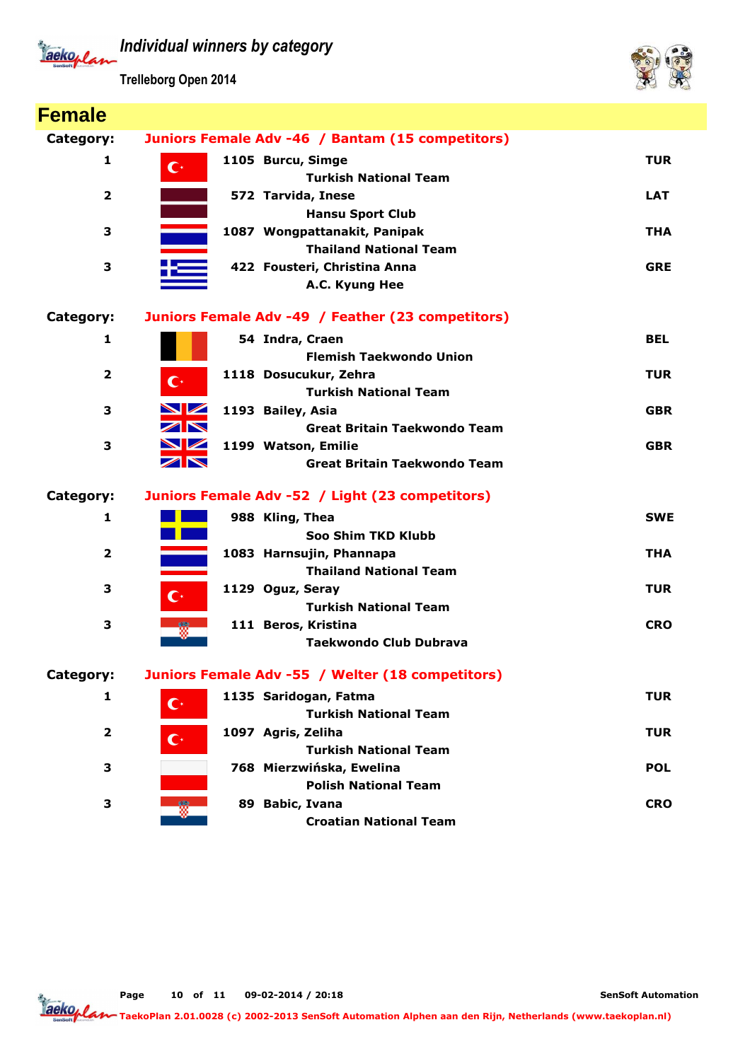# Individual winners by category

Trelleborg Open 2014

## Female

**Category: Juniors Female Adv -46 / Bantam (15 competitors)**

| Place | No. | Name / Club | Country |
|---|---|---|---|
| 1 | 1105 | Burcu, Simge<br>Turkish National Team | TUR |
| 2 | 572 | Tarvida, Inese<br>Hansu Sport Club | LAT |
| 3 | 1087 | Wongpattanakit, Panipak<br>Thailand National Team | THA |
| 3 | 422 | Fousteri, Christina Anna<br>A.C. Kyung Hee | GRE |

**Category: Juniors Female Adv -49 / Feather (23 competitors)**

| Place | No. | Name / Club | Country |
|---|---|---|---|
| 1 | 54 | Indra, Craen<br>Flemish Taekwondo Union | BEL |
| 2 | 1118 | Dosucukur, Zehra<br>Turkish National Team | TUR |
| 3 | 1193 | Bailey, Asia<br>Great Britain Taekwondo Team | GBR |
| 3 | 1199 | Watson, Emilie<br>Great Britain Taekwondo Team | GBR |

**Category: Juniors Female Adv -52 / Light (23 competitors)**

| Place | No. | Name / Club | Country |
|---|---|---|---|
| 1 | 988 | Kling, Thea<br>Soo Shim TKD Klubb | SWE |
| 2 | 1083 | Harnsujin, Phannapa<br>Thailand National Team | THA |
| 3 | 1129 | Oguz, Seray<br>Turkish National Team | TUR |
| 3 | 111 | Beros, Kristina<br>Taekwondo Club Dubrava | CRO |

**Category: Juniors Female Adv -55 / Welter (18 competitors)**

| Place | No. | Name / Club | Country |
|---|---|---|---|
| 1 | 1135 | Saridogan, Fatma<br>Turkish National Team | TUR |
| 2 | 1097 | Agris, Zeliha<br>Turkish National Team | TUR |
| 3 | 768 | Mierzwińska, Ewelina<br>Polish National Team | POL |
| 3 | 89 | Babic, Ivana<br>Croatian National Team | CRO |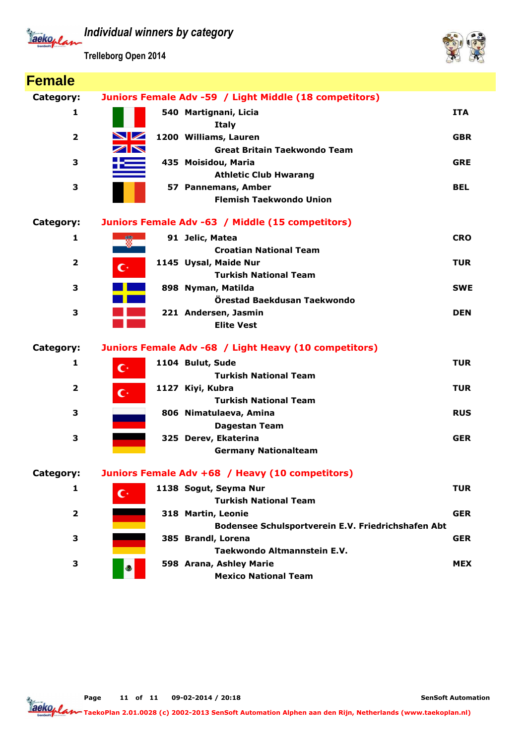# Individual winners by category

Trelleborg Open 2014

## Female

**Category:** Juniors Female Adv -59 / Light Middle (18 competitors)

| | | | |
|---|---|---|---|
| 1 | 540 | Martignani, Licia<br>Italy | ITA |
| 2 | 1200 | Williams, Lauren<br>Great Britain Taekwondo Team | GBR |
| 3 | 435 | Moisidou, Maria<br>Athletic Club Hwarang | GRE |
| 3 | 57 | Pannemans, Amber<br>Flemish Taekwondo Union | BEL |

**Category:** Juniors Female Adv -63 / Middle (15 competitors)

| | | | |
|---|---|---|---|
| 1 | 91 | Jelic, Matea<br>Croatian National Team | CRO |
| 2 | 1145 | Uysal, Maide Nur<br>Turkish National Team | TUR |
| 3 | 898 | Nyman, Matilda<br>Örestad Baekdusan Taekwondo | SWE |
| 3 | 221 | Andersen, Jasmin<br>Elite Vest | DEN |

**Category:** Juniors Female Adv -68 / Light Heavy (10 competitors)

| | | | |
|---|---|---|---|
| 1 | 1104 | Bulut, Sude<br>Turkish National Team | TUR |
| 2 | 1127 | Kiyi, Kubra<br>Turkish National Team | TUR |
| 3 | 806 | Nimatulaeva, Amina<br>Dagestan Team | RUS |
| 3 | 325 | Derev, Ekaterina<br>Germany Nationalteam | GER |

**Category:** Juniors Female Adv +68 / Heavy (10 competitors)

| | | | |
|---|---|---|---|
| 1 | 1138 | Sogut, Seyma Nur<br>Turkish National Team | TUR |
| 2 | 318 | Martin, Leonie<br>Bodensee Schulsportverein E.V. Friedrichshafen Abt | GER |
| 3 | 385 | Brandl, Lorena<br>Taekwondo Altmannstein E.V. | GER |
| 3 | 598 | Arana, Ashley Marie<br>Mexico National Team | MEX |